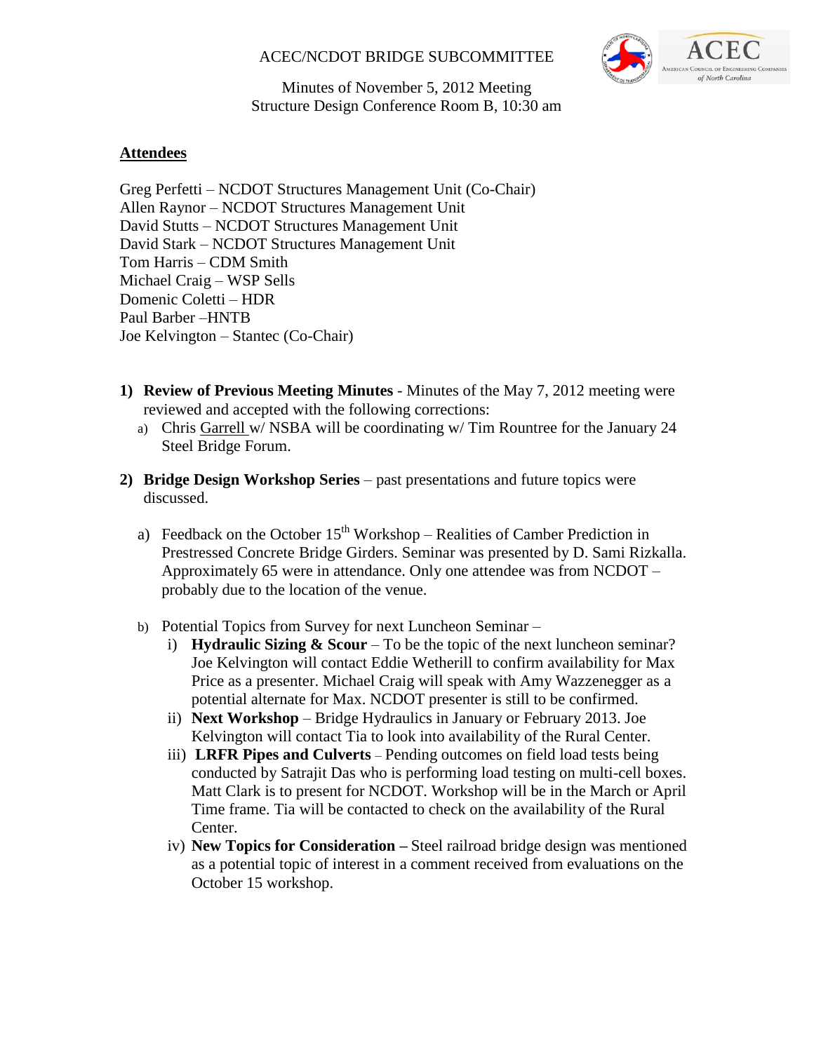ACEC/NCDOT BRIDGE SUBCOMMITTEE

Minutes of November 5, 2012 Meeting
Structure Design Conference Room B, 10:30 am

## Attendees

Greg Perfetti – NCDOT Structures Management Unit (Co-Chair)
Allen Raynor – NCDOT Structures Management Unit
David Stutts – NCDOT Structures Management Unit
David Stark – NCDOT Structures Management Unit
Tom Harris – CDM Smith
Michael Craig – WSP Sells
Domenic Coletti – HDR
Paul Barber –HNTB
Joe Kelvington – Stantec (Co-Chair)

1) **Review of Previous Meeting Minutes** - Minutes of the May 7, 2012 meeting were reviewed and accepted with the following corrections:
   a) Chris Garrell w/ NSBA will be coordinating w/ Tim Rountree for the January 24 Steel Bridge Forum.

2) **Bridge Design Workshop Series** – past presentations and future topics were discussed.

   a) Feedback on the October 15th Workshop – Realities of Camber Prediction in Prestressed Concrete Bridge Girders. Seminar was presented by D. Sami Rizkalla. Approximately 65 were in attendance. Only one attendee was from NCDOT – probably due to the location of the venue.

   b) Potential Topics from Survey for next Luncheon Seminar –
      i) **Hydraulic Sizing & Scour** – To be the topic of the next luncheon seminar? Joe Kelvington will contact Eddie Wetherill to confirm availability for Max Price as a presenter. Michael Craig will speak with Amy Wazzenegger as a potential alternate for Max. NCDOT presenter is still to be confirmed.
      ii) **Next Workshop** – Bridge Hydraulics in January or February 2013. Joe Kelvington will contact Tia to look into availability of the Rural Center.
      iii) **LRFR Pipes and Culverts** – Pending outcomes on field load tests being conducted by Satrajit Das who is performing load testing on multi-cell boxes. Matt Clark is to present for NCDOT. Workshop will be in the March or April Time frame. Tia will be contacted to check on the availability of the Rural Center.
      iv) **New Topics for Consideration –** Steel railroad bridge design was mentioned as a potential topic of interest in a comment received from evaluations on the October 15 workshop.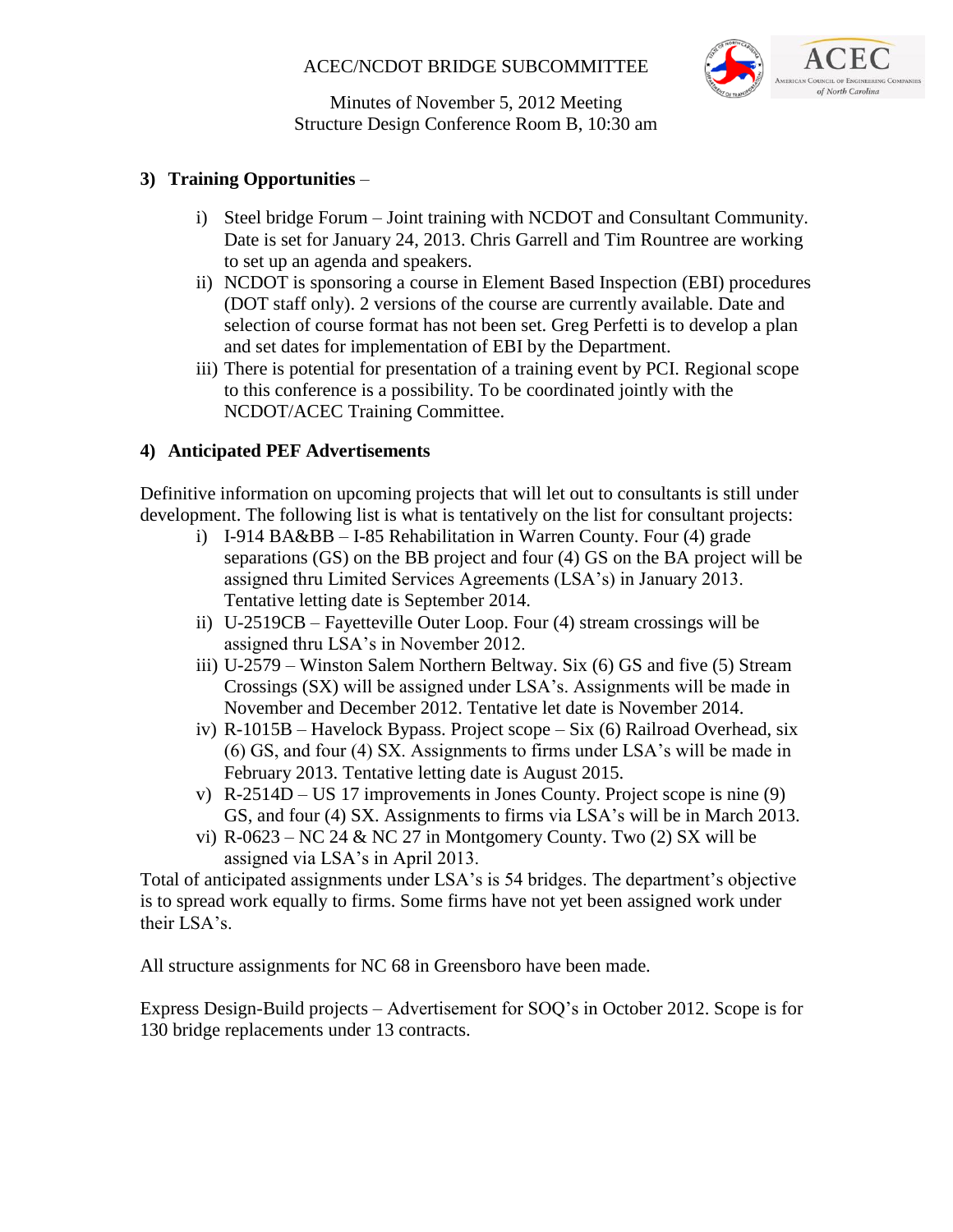### 3) Training Opportunities –

i) Steel bridge Forum – Joint training with NCDOT and Consultant Community. Date is set for January 24, 2013. Chris Garrell and Tim Rountree are working to set up an agenda and speakers.

ii) NCDOT is sponsoring a course in Element Based Inspection (EBI) procedures (DOT staff only). 2 versions of the course are currently available. Date and selection of course format has not been set. Greg Perfetti is to develop a plan and set dates for implementation of EBI by the Department.

iii) There is potential for presentation of a training event by PCI. Regional scope to this conference is a possibility. To be coordinated jointly with the NCDOT/ACEC Training Committee.

### 4) Anticipated PEF Advertisements

Definitive information on upcoming projects that will let out to consultants is still under development. The following list is what is tentatively on the list for consultant projects:

i) I-914 BA&BB – I-85 Rehabilitation in Warren County. Four (4) grade separations (GS) on the BB project and four (4) GS on the BA project will be assigned thru Limited Services Agreements (LSA's) in January 2013. Tentative letting date is September 2014.

ii) U-2519CB – Fayetteville Outer Loop. Four (4) stream crossings will be assigned thru LSA's in November 2012.

iii) U-2579 – Winston Salem Northern Beltway. Six (6) GS and five (5) Stream Crossings (SX) will be assigned under LSA's. Assignments will be made in November and December 2012. Tentative let date is November 2014.

iv) R-1015B – Havelock Bypass. Project scope – Six (6) Railroad Overhead, six (6) GS, and four (4) SX. Assignments to firms under LSA's will be made in February 2013. Tentative letting date is August 2015.

v) R-2514D – US 17 improvements in Jones County. Project scope is nine (9) GS, and four (4) SX. Assignments to firms via LSA's will be in March 2013.

vi) R-0623 – NC 24 & NC 27 in Montgomery County. Two (2) SX will be assigned via LSA's in April 2013.

Total of anticipated assignments under LSA's is 54 bridges. The department's objective is to spread work equally to firms. Some firms have not yet been assigned work under their LSA's.

All structure assignments for NC 68 in Greensboro have been made.

Express Design-Build projects – Advertisement for SOQ's in October 2012. Scope is for 130 bridge replacements under 13 contracts.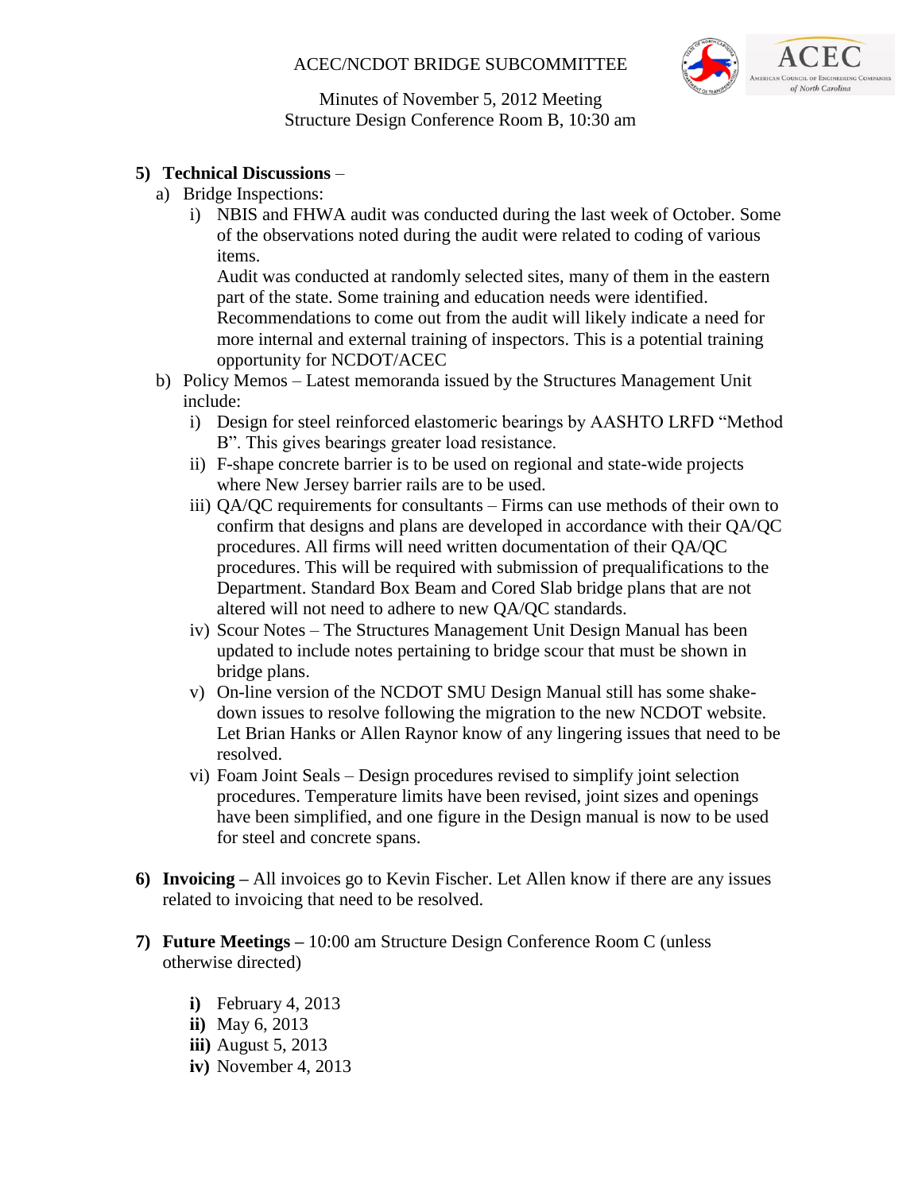ACEC/NCDOT BRIDGE SUBCOMMITTEE

Minutes of November 5, 2012 Meeting
Structure Design Conference Room B, 10:30 am

5) **Technical Discussions** –
   a) Bridge Inspections:
      i) NBIS and FHWA audit was conducted during the last week of October. Some of the observations noted during the audit were related to coding of various items.
         Audit was conducted at randomly selected sites, many of them in the eastern part of the state. Some training and education needs were identified. Recommendations to come out from the audit will likely indicate a need for more internal and external training of inspectors. This is a potential training opportunity for NCDOT/ACEC
   b) Policy Memos – Latest memoranda issued by the Structures Management Unit include:
      i) Design for steel reinforced elastomeric bearings by AASHTO LRFD "Method B". This gives bearings greater load resistance.
      ii) F-shape concrete barrier is to be used on regional and state-wide projects where New Jersey barrier rails are to be used.
      iii) QA/QC requirements for consultants – Firms can use methods of their own to confirm that designs and plans are developed in accordance with their QA/QC procedures. All firms will need written documentation of their QA/QC procedures. This will be required with submission of prequalifications to the Department. Standard Box Beam and Cored Slab bridge plans that are not altered will not need to adhere to new QA/QC standards.
      iv) Scour Notes – The Structures Management Unit Design Manual has been updated to include notes pertaining to bridge scour that must be shown in bridge plans.
      v) On-line version of the NCDOT SMU Design Manual still has some shake-down issues to resolve following the migration to the new NCDOT website. Let Brian Hanks or Allen Raynor know of any lingering issues that need to be resolved.
      vi) Foam Joint Seals – Design procedures revised to simplify joint selection procedures. Temperature limits have been revised, joint sizes and openings have been simplified, and one figure in the Design manual is now to be used for steel and concrete spans.

6) **Invoicing –** All invoices go to Kevin Fischer. Let Allen know if there are any issues related to invoicing that need to be resolved.

7) **Future Meetings –** 10:00 am Structure Design Conference Room C (unless otherwise directed)

   **i)** February 4, 2013
   **ii)** May 6, 2013
   **iii)** August 5, 2013
   **iv)** November 4, 2013